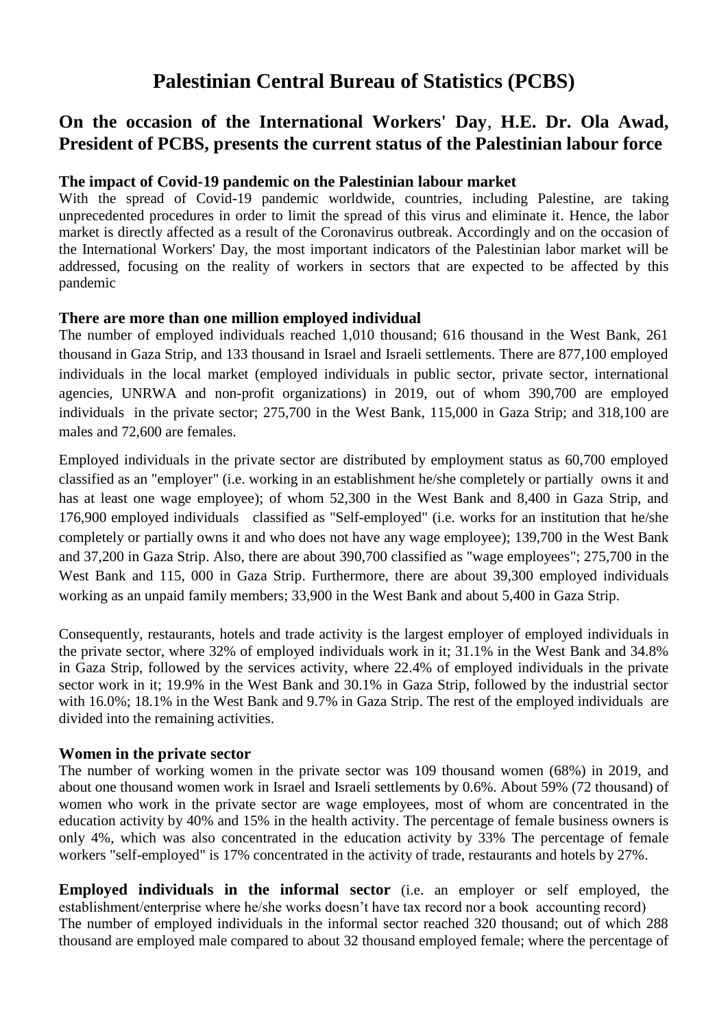# Palestinian Central Bureau of Statistics (PCBS)

## On the occasion of the International Workers' Day, H.E. Dr. Ola Awad, President of PCBS, presents the current status of the Palestinian labour force

### The impact of Covid-19 pandemic on the Palestinian labour market

With the spread of Covid-19 pandemic worldwide, countries, including Palestine, are taking unprecedented procedures in order to limit the spread of this virus and eliminate it. Hence, the labor market is directly affected as a result of the Coronavirus outbreak. Accordingly and on the occasion of the International Workers' Day, the most important indicators of the Palestinian labor market will be addressed, focusing on the reality of workers in sectors that are expected to be affected by this pandemic

### There are more than one million employed individual

The number of employed individuals reached 1,010 thousand; 616 thousand in the West Bank, 261 thousand in Gaza Strip, and 133 thousand in Israel and Israeli settlements. There are 877,100 employed individuals in the local market (employed individuals in public sector, private sector, international agencies, UNRWA and non-profit organizations) in 2019, out of whom 390,700 are employed individuals in the private sector; 275,700 in the West Bank, 115,000 in Gaza Strip; and 318,100 are males and 72,600 are females.

Employed individuals in the private sector are distributed by employment status as 60,700 employed classified as an "employer" (i.e. working in an establishment he/she completely or partially owns it and has at least one wage employee); of whom 52,300 in the West Bank and 8,400 in Gaza Strip, and 176,900 employed individuals classified as "Self-employed" (i.e. works for an institution that he/she completely or partially owns it and who does not have any wage employee); 139,700 in the West Bank and 37,200 in Gaza Strip. Also, there are about 390,700 classified as "wage employees"; 275,700 in the West Bank and 115, 000 in Gaza Strip. Furthermore, there are about 39,300 employed individuals working as an unpaid family members; 33,900 in the West Bank and about 5,400 in Gaza Strip.

Consequently, restaurants, hotels and trade activity is the largest employer of employed individuals in the private sector, where 32% of employed individuals work in it; 31.1% in the West Bank and 34.8% in Gaza Strip, followed by the services activity, where 22.4% of employed individuals in the private sector work in it; 19.9% in the West Bank and 30.1% in Gaza Strip, followed by the industrial sector with 16.0%; 18.1% in the West Bank and 9.7% in Gaza Strip. The rest of the employed individuals are divided into the remaining activities.

### Women in the private sector

The number of working women in the private sector was 109 thousand women (68%) in 2019, and about one thousand women work in Israel and Israeli settlements by 0.6%. About 59% (72 thousand) of women who work in the private sector are wage employees, most of whom are concentrated in the education activity by 40% and 15% in the health activity. The percentage of female business owners is only 4%, which was also concentrated in the education activity by 33% The percentage of female workers "self-employed" is 17% concentrated in the activity of trade, restaurants and hotels by 27%.

**Employed individuals in the informal sector** (i.e. an employer or self employed, the establishment/enterprise where he/she works doesn't have tax record nor a book accounting record)
The number of employed individuals in the informal sector reached 320 thousand; out of which 288 thousand are employed male compared to about 32 thousand employed female; where the percentage of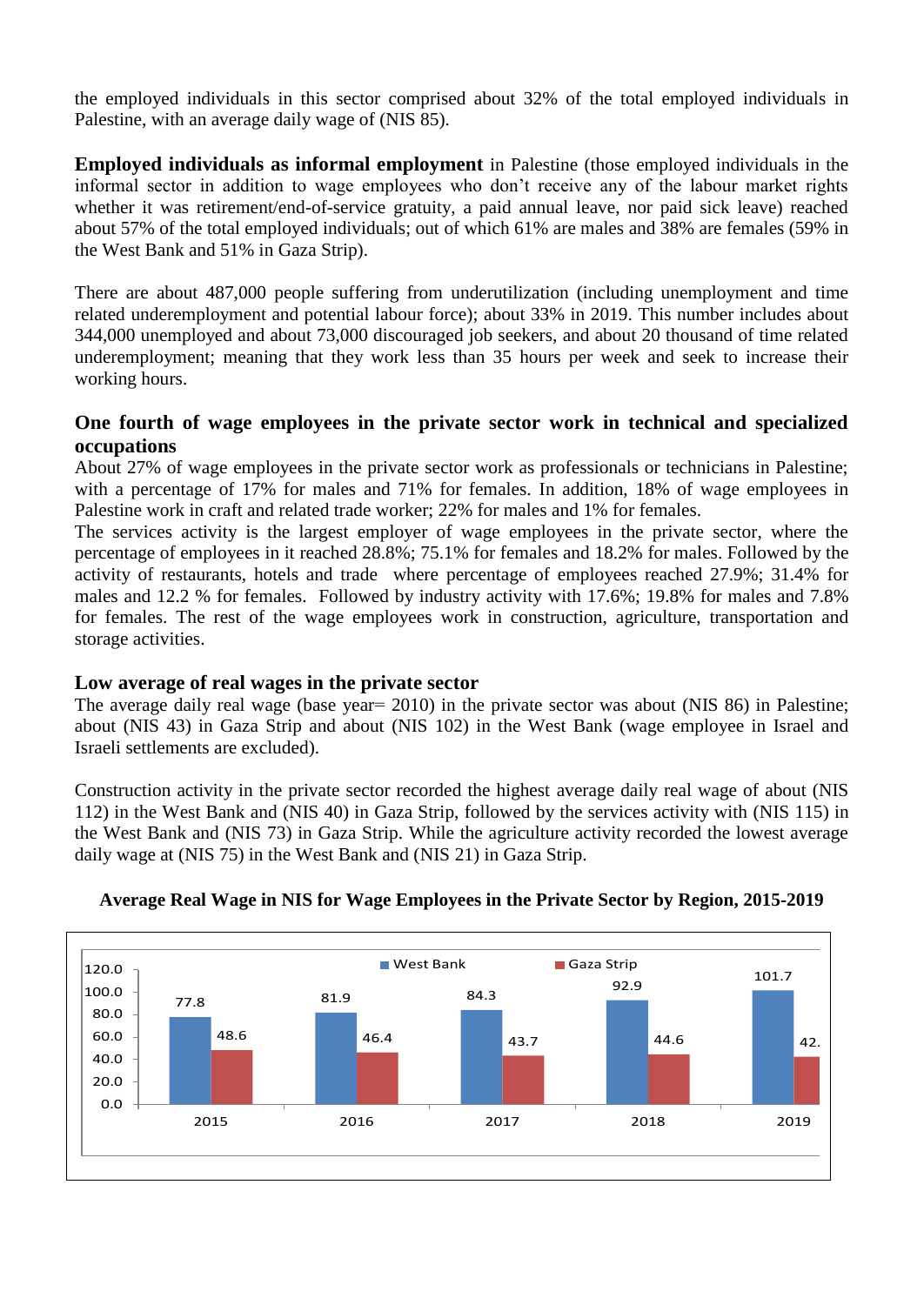the employed individuals in this sector comprised about 32% of the total employed individuals in Palestine, with an average daily wage of (NIS 85).

**Employed individuals as informal employment** in Palestine (those employed individuals in the informal sector in addition to wage employees who don't receive any of the labour market rights whether it was retirement/end-of-service gratuity, a paid annual leave, nor paid sick leave) reached about 57% of the total employed individuals; out of which 61% are males and 38% are females (59% in the West Bank and 51% in Gaza Strip).

There are about 487,000 people suffering from underutilization (including unemployment and time related underemployment and potential labour force); about 33% in 2019. This number includes about 344,000 unemployed and about 73,000 discouraged job seekers, and about 20 thousand of time related underemployment; meaning that they work less than 35 hours per week and seek to increase their working hours.

### One fourth of wage employees in the private sector work in technical and specialized occupations

About 27% of wage employees in the private sector work as professionals or technicians in Palestine; with a percentage of 17% for males and 71% for females. In addition, 18% of wage employees in Palestine work in craft and related trade worker; 22% for males and 1% for females.

The services activity is the largest employer of wage employees in the private sector, where the percentage of employees in it reached 28.8%; 75.1% for females and 18.2% for males. Followed by the activity of restaurants, hotels and trade where percentage of employees reached 27.9%; 31.4% for males and 12.2 % for females. Followed by industry activity with 17.6%; 19.8% for males and 7.8% for females. The rest of the wage employees work in construction, agriculture, transportation and storage activities.

### Low average of real wages in the private sector

The average daily real wage (base year= 2010) in the private sector was about (NIS 86) in Palestine; about (NIS 43) in Gaza Strip and about (NIS 102) in the West Bank (wage employee in Israel and Israeli settlements are excluded).

Construction activity in the private sector recorded the highest average daily real wage of about (NIS 112) in the West Bank and (NIS 40) in Gaza Strip, followed by the services activity with (NIS 115) in the West Bank and (NIS 73) in Gaza Strip. While the agriculture activity recorded the lowest average daily wage at (NIS 75) in the West Bank and (NIS 21) in Gaza Strip.

**Average Real Wage in NIS for Wage Employees in the Private Sector by Region, 2015-2019**

| Year | West Bank | Gaza Strip |
| --- | --- | --- |
| 2015 | 77.8 | 48.6 |
| 2016 | 81.9 | 46.4 |
| 2017 | 84.3 | 43.7 |
| 2018 | 92.9 | 44.6 |
| 2019 | 101.7 | 42. |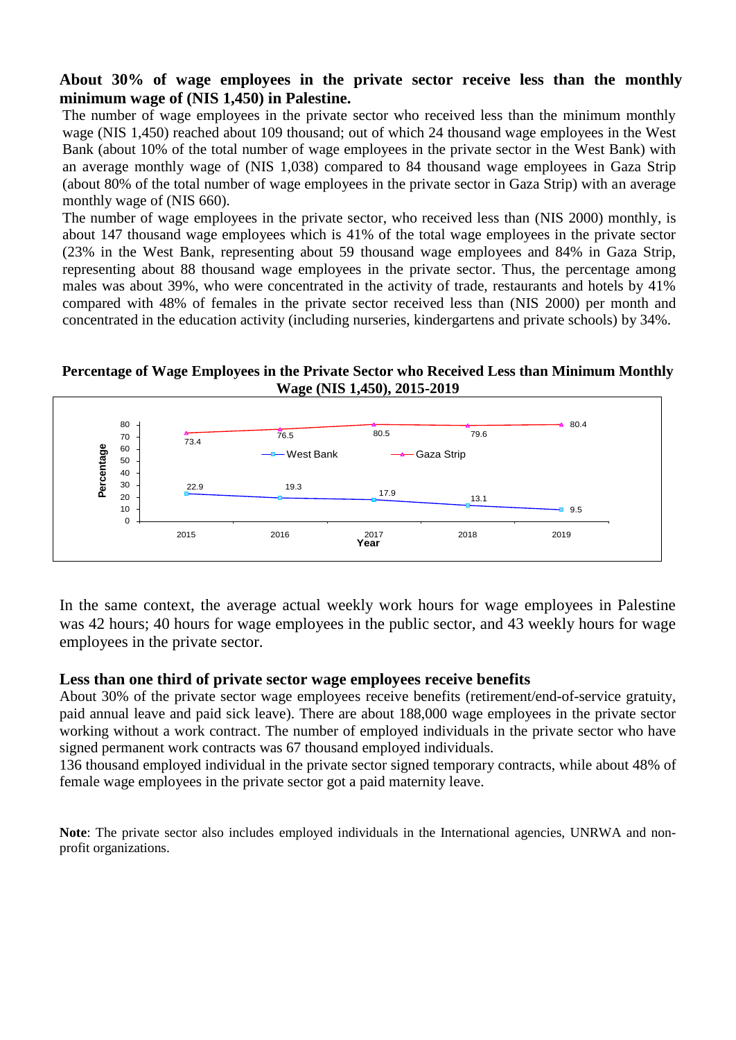**About 30% of wage employees in the private sector receive less than the monthly minimum wage of (NIS 1,450) in Palestine.**

The number of wage employees in the private sector who received less than the minimum monthly wage (NIS 1,450) reached about 109 thousand; out of which 24 thousand wage employees in the West Bank (about 10% of the total number of wage employees in the private sector in the West Bank) with an average monthly wage of (NIS 1,038) compared to 84 thousand wage employees in Gaza Strip (about 80% of the total number of wage employees in the private sector in Gaza Strip) with an average monthly wage of (NIS 660).

The number of wage employees in the private sector, who received less than (NIS 2000) monthly, is about 147 thousand wage employees which is 41% of the total wage employees in the private sector (23% in the West Bank, representing about 59 thousand wage employees and 84% in Gaza Strip, representing about 88 thousand wage employees in the private sector. Thus, the percentage among males was about 39%, who were concentrated in the activity of trade, restaurants and hotels by 41% compared with 48% of females in the private sector received less than (NIS 2000) per month and concentrated in the education activity (including nurseries, kindergartens and private schools) by 34%.

**Percentage of Wage Employees in the Private Sector who Received Less than Minimum Monthly Wage (NIS 1,450), 2015-2019**

Percentage

Year

West Bank: 22.9 (2015), 19.3 (2016), 17.9 (2017), 13.1 (2018), 9.5 (2019)

Gaza Strip: 73.4 (2015), 76.5 (2016), 80.5 (2017), 79.6 (2018), 80.4 (2019)

In the same context, the average actual weekly work hours for wage employees in Palestine was 42 hours; 40 hours for wage employees in the public sector, and 43 weekly hours for wage employees in the private sector.

**Less than one third of private sector wage employees receive benefits**

About 30% of the private sector wage employees receive benefits (retirement/end-of-service gratuity, paid annual leave and paid sick leave). There are about 188,000 wage employees in the private sector working without a work contract. The number of employed individuals in the private sector who have signed permanent work contracts was 67 thousand employed individuals.

136 thousand employed individual in the private sector signed temporary contracts, while about 48% of female wage employees in the private sector got a paid maternity leave.

**Note**: The private sector also includes employed individuals in the International agencies, UNRWA and non-profit organizations.